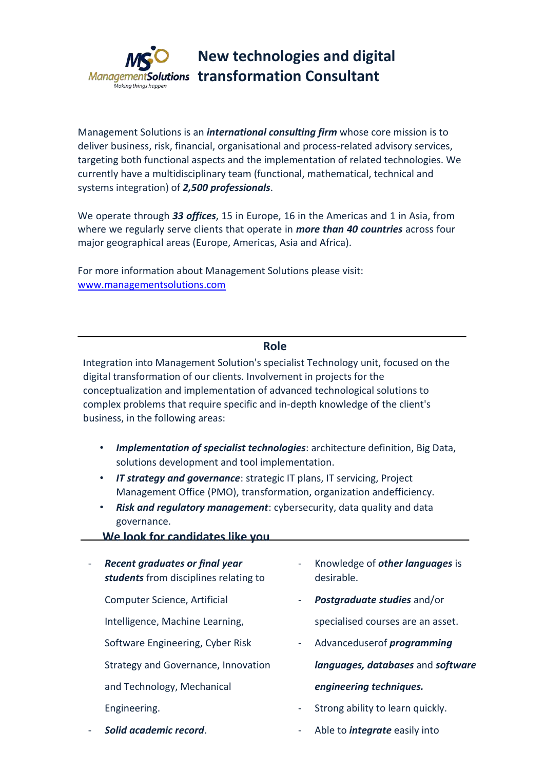# New technologies and digital transformation Consultant

Management Solutions is an ***international consulting firm*** whose core mission is to deliver business, risk, financial, organisational and process-related advisory services, targeting both functional aspects and the implementation of related technologies. We currently have a multidisciplinary team (functional, mathematical, technical and systems integration) of ***2,500 professionals***.

We operate through ***33 offices***, 15 in Europe, 16 in the Americas and 1 in Asia, from where we regularly serve clients that operate in ***more than 40 countries*** across four major geographical areas (Europe, Americas, Asia and Africa).

For more information about Management Solutions please visit: [www.managementsolutions.com](www.managementsolutions.com)

## Role

Integration into Management Solution's specialist Technology unit, focused on the digital transformation of our clients. Involvement in projects for the conceptualization and implementation of advanced technological solutions to complex problems that require specific and in-depth knowledge of the client's business, in the following areas:

- ***Implementation of specialist technologies***: architecture definition, Big Data, solutions development and tool implementation.
- ***IT strategy and governance***: strategic IT plans, IT servicing, Project Management Office (PMO), transformation, organization andefficiency.
- ***Risk and regulatory management***: cybersecurity, data quality and data governance.

## We look for candidates like you

- ***Recent graduates or final year students*** from disciplines relating to Computer Science, Artificial Intelligence, Machine Learning, Software Engineering, Cyber Risk Strategy and Governance, Innovation and Technology, Mechanical Engineering.
- ***Solid academic record***.
- Knowledge of ***other languages*** is desirable.
- ***Postgraduate studies*** and/or specialised courses are an asset.
- Advanceduserof ***programming languages, databases*** and ***software engineering techniques.***
- Strong ability to learn quickly.
- Able to ***integrate*** easily into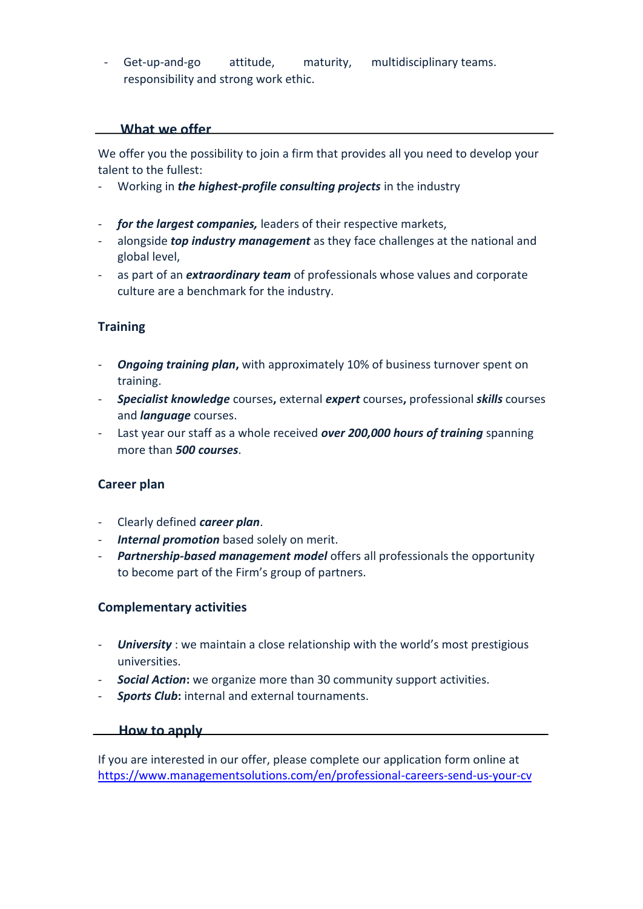- Get-up-and-go attitude, maturity, multidisciplinary teams. responsibility and strong work ethic.

## What we offer

We offer you the possibility to join a firm that provides all you need to develop your talent to the fullest:

- Working in ***the highest-profile consulting projects*** in the industry
- ***for the largest companies,*** leaders of their respective markets,
- alongside ***top industry management*** as they face challenges at the national and global level,
- as part of an ***extraordinary team*** of professionals whose values and corporate culture are a benchmark for the industry.

### Training

- ***Ongoing training plan*****,** with approximately 10% of business turnover spent on training.
- ***Specialist knowledge*** courses**,** external ***expert*** courses**,** professional ***skills*** courses and ***language*** courses.
- Last year our staff as a whole received ***over 200,000 hours of training*** spanning more than ***500 courses***.

### Career plan

- Clearly defined ***career plan***.
- ***Internal promotion*** based solely on merit.
- ***Partnership-based management model*** offers all professionals the opportunity to become part of the Firm's group of partners.

### Complementary activities

- ***University*** : we maintain a close relationship with the world's most prestigious universities.
- ***Social Action*****:** we organize more than 30 community support activities.
- ***Sports Club*****:** internal and external tournaments.

## How to apply

If you are interested in our offer, please complete our application form online at https://www.managementsolutions.com/en/professional-careers-send-us-your-cv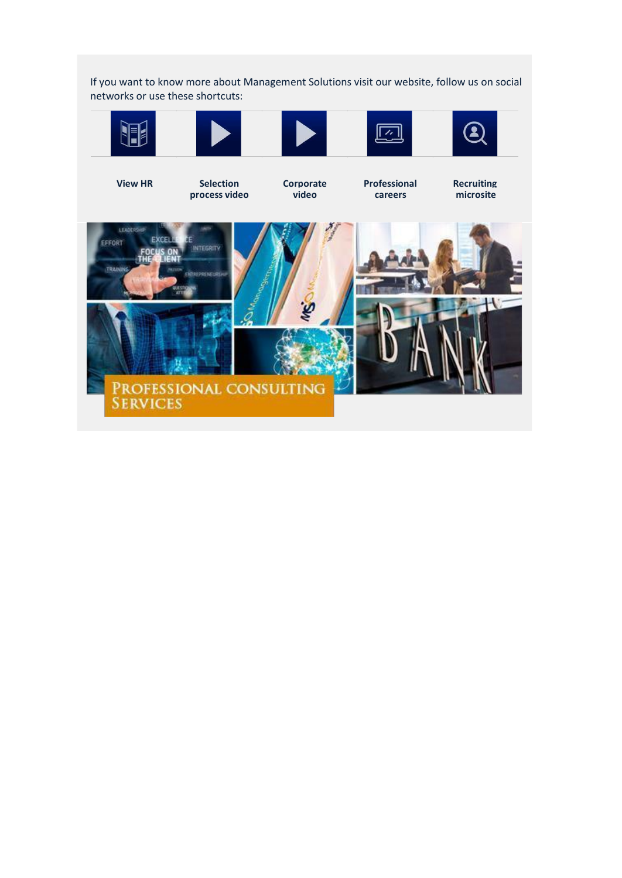If you want to know more about Management Solutions visit our website, follow us on social networks or use these shortcuts:

| View HR | Selection process video | Corporate video | Professional careers | Recruiting microsite |
|---|---|---|---|---|

PROFESSIONAL CONSULTING SERVICES